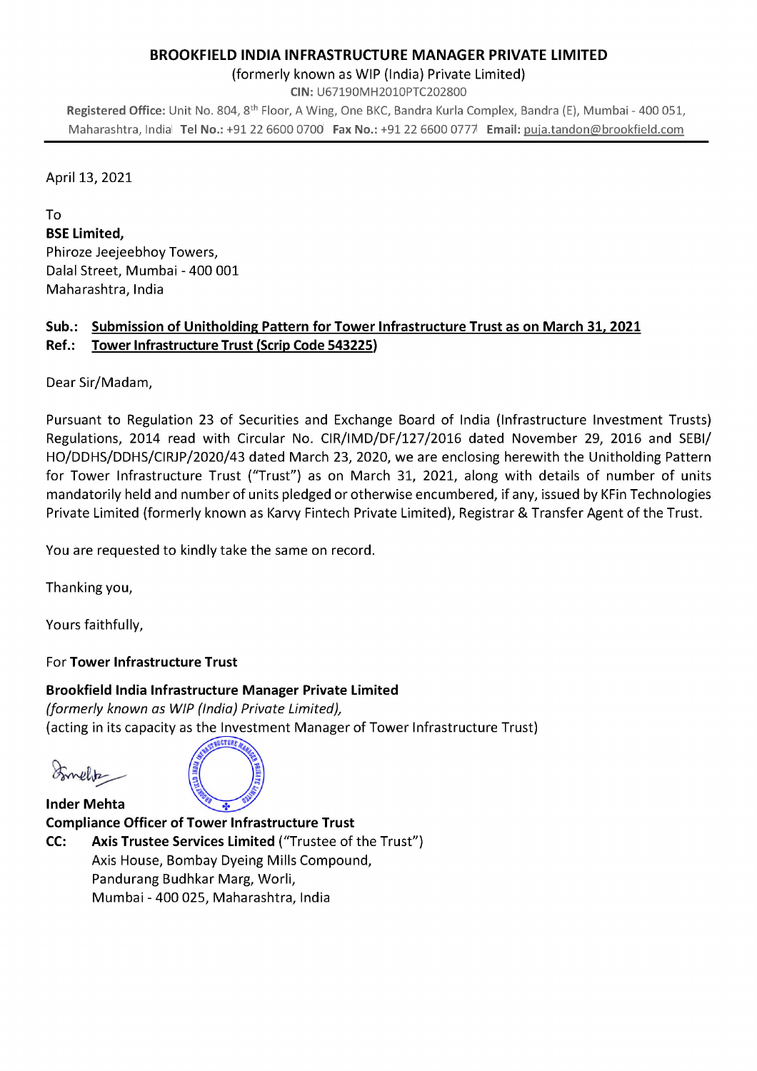**BROOKFIELD INDIA INFRASTRUCTURE MANAGER PRIVATE LIMITED**

(formerly known as WIP (India) Private Limited)

**CIN:** U67190MH2010PTC202800

**Registered Office:** Unit No. 804, 8th Floor, A Wing, One BKC, Bandra Kurla Complex, Bandra (E), Mumbai - 400 051, Maharashtra, India **Tel No.:** +91 22 6600 0700 **Fax No.:** +91 22 6600 0777 **Email:** puja.tandon@brookfield.com

---

April 13, 2021

To

**BSE Limited,**
Phiroze Jeejeebhoy Towers,
Dalal Street, Mumbai - 400 001
Maharashtra, India

**Sub.: Submission of Unitholding Pattern for Tower Infrastructure Trust as on March 31, 2021**
**Ref.: Tower Infrastructure Trust (Scrip Code 543225)**

Dear Sir/Madam,

Pursuant to Regulation 23 of Securities and Exchange Board of India (Infrastructure Investment Trusts) Regulations, 2014 read with Circular No. CIR/IMD/DF/127/2016 dated November 29, 2016 and SEBI/HO/DDHS/DDHS/CIRJP/2020/43 dated March 23, 2020, we are enclosing herewith the Unitholding Pattern for Tower Infrastructure Trust ("Trust") as on March 31, 2021, along with details of number of units mandatorily held and number of units pledged or otherwise encumbered, if any, issued by KFin Technologies Private Limited (formerly known as Karvy Fintech Private Limited), Registrar & Transfer Agent of the Trust.

You are requested to kindly take the same on record.

Thanking you,

Yours faithfully,

For **Tower Infrastructure Trust**

**Brookfield India Infrastructure Manager Private Limited**
*(formerly known as WIP (India) Private Limited),*
(acting in its capacity as the Investment Manager of Tower Infrastructure Trust)

**Inder Mehta**
**Compliance Officer of Tower Infrastructure Trust**

**CC:** **Axis Trustee Services Limited** ("Trustee of the Trust")
Axis House, Bombay Dyeing Mills Compound,
Pandurang Budhkar Marg, Worli,
Mumbai - 400 025, Maharashtra, India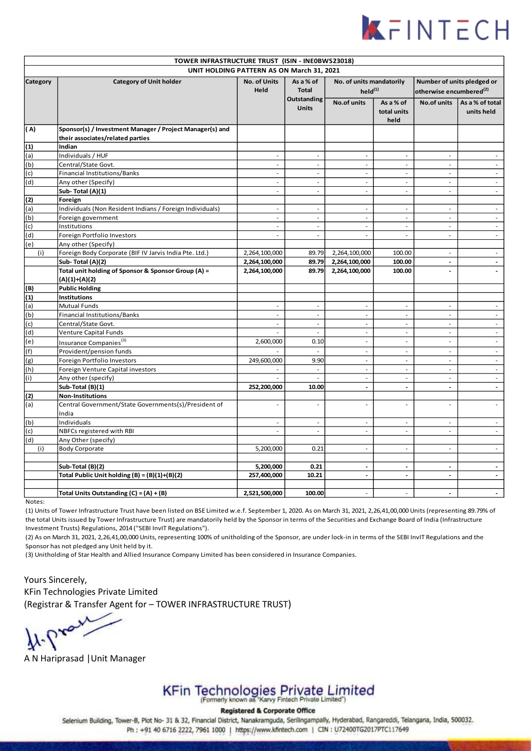| TOWER INFRASTRUCTURE TRUST (ISIN - INE0BWS23018) | | | | | | | |
|---|---|---|---|---|---|---|---|
| UNIT HOLDING PATTERN AS ON March 31, 2021 | | | | | | | |
| Category | Category of Unit holder | No. of Units Held | As a % of Total Outstanding Units | No. of units mandatorily held[1] | | Number of units pledged or otherwise encumbered[2] | |
| | | | | No.of units | As a % of total units held | No.of units | As a % of total units held |
| (A) | Sponsor(s) / Investment Manager / Project Manager(s) and their associates/related parties | | | | | | |
| (1) | Indian | | | | | | |
| (a) | Individuals / HUF | - | - | - | - | - | - |
| (b) | Central/State Govt. | - | - | - | - | - | - |
| (c) | Financial Institutions/Banks | - | - | - | - | - | - |
| (d) | Any other (Specify) | - | - | - | - | - | - |
| | Sub- Total (A)(1) | - | - | - | - | - | - |
| (2) | Foreign | | | | | | |
| (a) | Individuals (Non Resident Indians / Foreign Individuals) | - | - | - | - | - | - |
| (b) | Foreign government | - | - | - | - | - | - |
| (c) | Institutions | - | - | - | - | - | - |
| (d) | Foreign Portfolio Investors | - | - | - | - | - | - |
| (e) | Any other (Specify) | | | | | | |
| (i) | Foreign Body Corporate (BIF IV Jarvis India Pte. Ltd.) | 2,264,100,000 | 89.79 | 2,264,100,000 | 100.00 | - | - |
| | **Sub- Total (A)(2)** | **2,264,100,000** | **89.79** | **2,264,100,000** | **100.00** | **-** | **-** |
| | **Total unit holding of Sponsor & Sponsor Group (A) = (A)(1)+(A)(2)** | **2,264,100,000** | **89.79** | **2,264,100,000** | **100.00** | **-** | **-** |
| (B) | Public Holding | | | | | | |
| (1) | Institutions | | | | | | |
| (a) | Mutual Funds | - | - | - | - | - | - |
| (b) | Financial Institutions/Banks | - | - | - | - | - | - |
| (c) | Central/State Govt. | - | - | - | - | - | - |
| (d) | Venture Capital Funds | - | - | - | - | - | - |
| (e) | Insurance Companies[3] | 2,600,000 | 0.10 | - | - | - | - |
| (f) | Provident/pension funds | - | - | - | - | - | - |
| (g) | Foreign Portfolio Investors | 249,600,000 | 9.90 | - | - | - | - |
| (h) | Foreign Venture Capital investors | - | - | - | - | - | - |
| (i) | Any other (specify) | - | - | - | - | - | - |
| | **Sub-Total (B)(1)** | **252,200,000** | **10.00** | **-** | **-** | **-** | **-** |
| (2) | Non-Institutions | | | | | | |
| (a) | Central Government/State Governments(s)/President of India | - | - | - | - | - | - |
| (b) | Individuals | - | - | - | - | - | - |
| (c) | NBFCs registered with RBI | - | - | - | - | - | - |
| (d) | Any Other (specify) | | | | | | |
| (i) | Body Corporate | 5,200,000 | 0.21 | - | - | - | - |
| | **Sub-Total (B)(2)** | **5,200,000** | **0.21** | **-** | **-** | **-** | **-** |
| | **Total Public Unit holding (B) = (B)(1)+(B)(2)** | **257,400,000** | **10.21** | **-** | **-** | **-** | **-** |
| | **Total Units Outstanding (C) = (A) + (B)** | **2,521,500,000** | **100.00** | - | - | **-** | **-** |

Notes:

(1) Units of Tower Infrastructure Trust have been listed on BSE Limited w.e.f. September 1, 2020. As on March 31, 2021, 2,26,41,00,000 Units (representing 89.79% of the total Units issued by Tower Infrastructure Trust) are mandatorily held by the Sponsor in terms of the Securities and Exchange Board of India (Infrastructure Investment Trusts) Regulations, 2014 ("SEBI InvIT Regulations").

(2) As on March 31, 2021, 2,26,41,00,000 Units, representing 100% of unitholding of the Sponsor, are under lock-in in terms of the SEBI InvIT Regulations and the Sponsor has not pledged any Unit held by it.

(3) Unitholding of Star Health and Allied Insurance Company Limited has been considered in Insurance Companies.

Yours Sincerely,
KFin Technologies Private Limited
(Registrar & Transfer Agent for – TOWER INFRASTRUCTURE TRUST)

A N Hariprasad | Unit Manager

**KFin Technologies Private Limited**
(Formerly known as "Karvy Fintech Private Limited")

**Registered & Corporate Office**
Selenium Building, Tower-B, Plot No- 31 & 32, Financial District, Nanakramguda, Serilingampally, Hyderabad, Rangareddi, Telangana, India, 500032.
Ph : +91 40 6716 2222, 7961 1000 | https://www.kfintech.com | CIN : U72400TG2017PTC117649